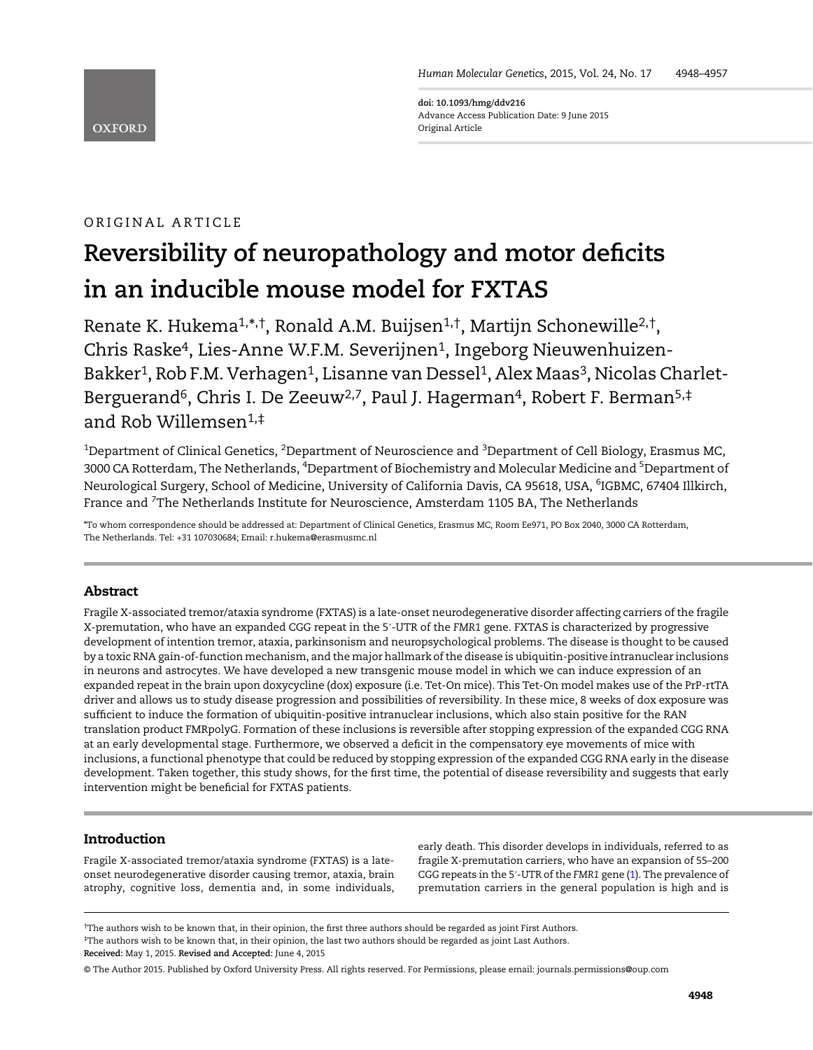doi: 10.1093/hmg/ddv216
Advance Access Publication Date: 9 June 2015
Original Article

ORIGINAL ARTICLE

# Reversibility of neuropathology and motor deficits in an inducible mouse model for FXTAS

Renate K. Hukema[1,*,†], Ronald A.M. Buijsen[1,†], Martijn Schonewille[2,†], Chris Raske[4], Lies-Anne W.F.M. Severijnen[1], Ingeborg Nieuwenhuizen-Bakker[1], Rob F.M. Verhagen[1], Lisanne van Dessel[1], Alex Maas[3], Nicolas Charlet-Berguerand[6], Chris I. De Zeeuw[2,7], Paul J. Hagerman[4], Robert F. Berman[5,‡] and Rob Willemsen[1,‡]

[1]Department of Clinical Genetics, [2]Department of Neuroscience and [3]Department of Cell Biology, Erasmus MC, 3000 CA Rotterdam, The Netherlands, [4]Department of Biochemistry and Molecular Medicine and [5]Department of Neurological Surgery, School of Medicine, University of California Davis, CA 95618, USA, [6]IGBMC, 67404 Illkirch, France and [7]The Netherlands Institute for Neuroscience, Amsterdam 1105 BA, The Netherlands

*To whom correspondence should be addressed at: Department of Clinical Genetics, Erasmus MC, Room Ee971, PO Box 2040, 3000 CA Rotterdam, The Netherlands. Tel: +31 107030684; Email: r.hukema@erasmusmc.nl

## Abstract

Fragile X-associated tremor/ataxia syndrome (FXTAS) is a late-onset neurodegenerative disorder affecting carriers of the fragile X-premutation, who have an expanded CGG repeat in the 5′-UTR of the *FMR1* gene. FXTAS is characterized by progressive development of intention tremor, ataxia, parkinsonism and neuropsychological problems. The disease is thought to be caused by a toxic RNA gain-of-function mechanism, and the major hallmark of the disease is ubiquitin-positive intranuclear inclusions in neurons and astrocytes. We have developed a new transgenic mouse model in which we can induce expression of an expanded repeat in the brain upon doxycycline (dox) exposure (i.e. Tet-On mice). This Tet-On model makes use of the PrP-rtTA driver and allows us to study disease progression and possibilities of reversibility. In these mice, 8 weeks of dox exposure was sufficient to induce the formation of ubiquitin-positive intranuclear inclusions, which also stain positive for the RAN translation product FMRpolyG. Formation of these inclusions is reversible after stopping expression of the expanded CGG RNA at an early developmental stage. Furthermore, we observed a deficit in the compensatory eye movements of mice with inclusions, a functional phenotype that could be reduced by stopping expression of the expanded CGG RNA early in the disease development. Taken together, this study shows, for the first time, the potential of disease reversibility and suggests that early intervention might be beneficial for FXTAS patients.

## Introduction

Fragile X-associated tremor/ataxia syndrome (FXTAS) is a late-onset neurodegenerative disorder causing tremor, ataxia, brain atrophy, cognitive loss, dementia and, in some individuals, early death. This disorder develops in individuals, referred to as fragile X-premutation carriers, who have an expansion of 55–200 CGG repeats in the 5′-UTR of the *FMR1* gene (1). The prevalence of premutation carriers in the general population is high and is

†The authors wish to be known that, in their opinion, the first three authors should be regarded as joint First Authors.
‡The authors wish to be known that, in their opinion, the last two authors should be regarded as joint Last Authors.
**Received:** May 1, 2015. **Revised and Accepted:** June 4, 2015

© The Author 2015. Published by Oxford University Press. All rights reserved. For Permissions, please email: journals.permissions@oup.com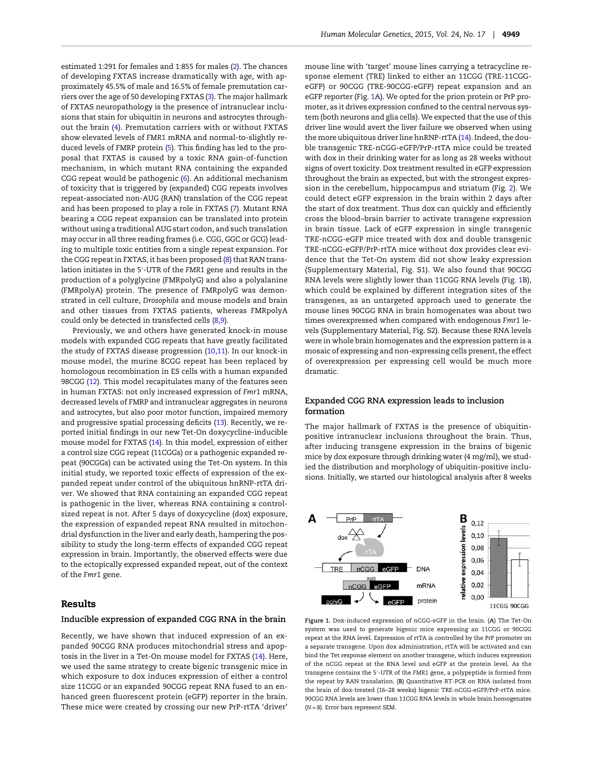estimated 1:291 for females and 1:855 for males (2). The chances of developing FXTAS increase dramatically with age, with approximately 45.5% of male and 16.5% of female premutation carriers over the age of 50 developing FXTAS (3). The major hallmark of FXTAS neuropathology is the presence of intranuclear inclusions that stain for ubiquitin in neurons and astrocytes throughout the brain (4). Premutation carriers with or without FXTAS show elevated levels of *FMR1* mRNA and normal-to-slightly reduced levels of FMRP protein (5). This finding has led to the proposal that FXTAS is caused by a toxic RNA gain-of-function mechanism, in which mutant RNA containing the expanded CGG repeat would be pathogenic (6). An additional mechanism of toxicity that is triggered by (expanded) CGG repeats involves repeat-associated non-AUG (RAN) translation of the CGG repeat and has been proposed to play a role in FXTAS (7). Mutant RNA bearing a CGG repeat expansion can be translated into protein without using a traditional AUG start codon, and such translation may occur in all three reading frames (i.e. CGG, GGC or GCG) leading to multiple toxic entities from a single repeat expansion. For the CGG repeat in FXTAS, it has been proposed (8) that RAN translation initiates in the 5′-UTR of the *FMR1* gene and results in the production of a polyglycine (FMRpolyG) and also a polyalanine (FMRpolyA) protein. The presence of FMRpolyG was demonstrated in cell culture, *Drosophila* and mouse models and brain and other tissues from FXTAS patients, whereas FMRpolyA could only be detected in transfected cells (8,9).

Previously, we and others have generated knock-in mouse models with expanded CGG repeats that have greatly facilitated the study of FXTAS disease progression (10,11). In our knock-in mouse model, the murine 8CGG repeat has been replaced by homologous recombination in ES cells with a human expanded 98CGG (12). This model recapitulates many of the features seen in human FXTAS: not only increased expression of *Fmr1* mRNA, decreased levels of FMRP and intranuclear aggregates in neurons and astrocytes, but also poor motor function, impaired memory and progressive spatial processing deficits (13). Recently, we reported initial findings in our new Tet-On doxycycline-inducible mouse model for FXTAS (14). In this model, expression of either a control size CGG repeat (11CGGs) or a pathogenic expanded repeat (90CGGs) can be activated using the Tet-On system. In this initial study, we reported toxic effects of expression of the expanded repeat under control of the ubiquitous hnRNP-rtTA driver. We showed that RNA containing an expanded CGG repeat is pathogenic in the liver, whereas RNA containing a control-sized repeat is not. After 5 days of doxycycline (dox) exposure, the expression of expanded repeat RNA resulted in mitochondrial dysfunction in the liver and early death, hampering the possibility to study the long-term effects of expanded CGG repeat expression in brain. Importantly, the observed effects were due to the ectopically expressed expanded repeat, out of the context of the *Fmr1* gene.

## Results

### Inducible expression of expanded CGG RNA in the brain

Recently, we have shown that induced expression of an expanded 90CGG RNA produces mitochondrial stress and apoptosis in the liver in a Tet-On mouse model for FXTAS (14). Here, we used the same strategy to create bigenic transgenic mice in which exposure to dox induces expression of either a control size 11CGG or an expanded 90CGG repeat RNA fused to an enhanced green fluorescent protein (eGFP) reporter in the brain. These mice were created by crossing our new PrP-rtTA 'driver' mouse line with 'target' mouse lines carrying a tetracycline response element (TRE) linked to either an 11CGG (TRE-11CGG-eGFP) or 90CGG (TRE-90CGG-eGFP) repeat expansion and an eGFP reporter (Fig. 1A). We opted for the prion protein or PrP promoter, as it drives expression confined to the central nervous system (both neurons and glia cells). We expected that the use of this driver line would avert the liver failure we observed when using the more ubiquitous driver line hnRNP-rtTA (14). Indeed, the double transgenic TRE-nCGG-eGFP/PrP-rtTA mice could be treated with dox in their drinking water for as long as 28 weeks without signs of overt toxicity. Dox treatment resulted in eGFP expression throughout the brain as expected, but with the strongest expression in the cerebellum, hippocampus and striatum (Fig. 2). We could detect eGFP expression in the brain within 2 days after the start of dox treatment. Thus dox can quickly and efficiently cross the blood–brain barrier to activate transgene expression in brain tissue. Lack of eGFP expression in single transgenic TRE-nCGG-eGFP mice treated with dox and double transgenic TRE-nCGG-eGFP/PrP-rtTA mice without dox provides clear evidence that the Tet-On system did not show leaky expression (Supplementary Material, Fig. S1). We also found that 90CGG RNA levels were slightly lower than 11CGG RNA levels (Fig. 1B), which could be explained by different integration sites of the transgenes, as an untargeted approach used to generate the mouse lines 90CGG RNA in brain homogenates was about two times overexpressed when compared with endogenous *Fmr1* levels (Supplementary Material, Fig. S2). Because these RNA levels were in whole brain homogenates and the expression pattern is a mosaic of expressing and non-expressing cells present, the effect of overexpression per expressing cell would be much more dramatic.

### Expanded CGG RNA expression leads to inclusion formation

The major hallmark of FXTAS is the presence of ubiquitin-positive intranuclear inclusions throughout the brain. Thus, after inducing transgene expression in the brains of bigenic mice by dox exposure through drinking water (4 mg/ml), we studied the distribution and morphology of ubiquitin-positive inclusions. Initially, we started our histological analysis after 8 weeks

Figure 1. Dox-induced expression of nCGG-eGFP in the brain. (**A**) The Tet-On system was used to generate bigenic mice expressing an 11CGG or 90CGG repeat at the RNA level. Expression of rtTA is controlled by the PrP promoter on a separate transgene. Upon dox administration, rtTA will be activated and can bind the Tet response element on another transgene, which induces expression of the nCGG repeat at the RNA level and eGFP at the protein level. As the transgene contains the 5′-UTR of the *FMR1* gene, a polypeptide is formed from the repeat by RAN translation. (**B**) Quantitative RT-PCR on RNA isolated from the brain of dox-treated (16–28 weeks) bigenic TRE-nCGG-eGFP/PrP-rtTA mice. 90CGG RNA levels are lower than 11CGG RNA levels in whole brain homogenates (N = 8). Error bars represent SEM.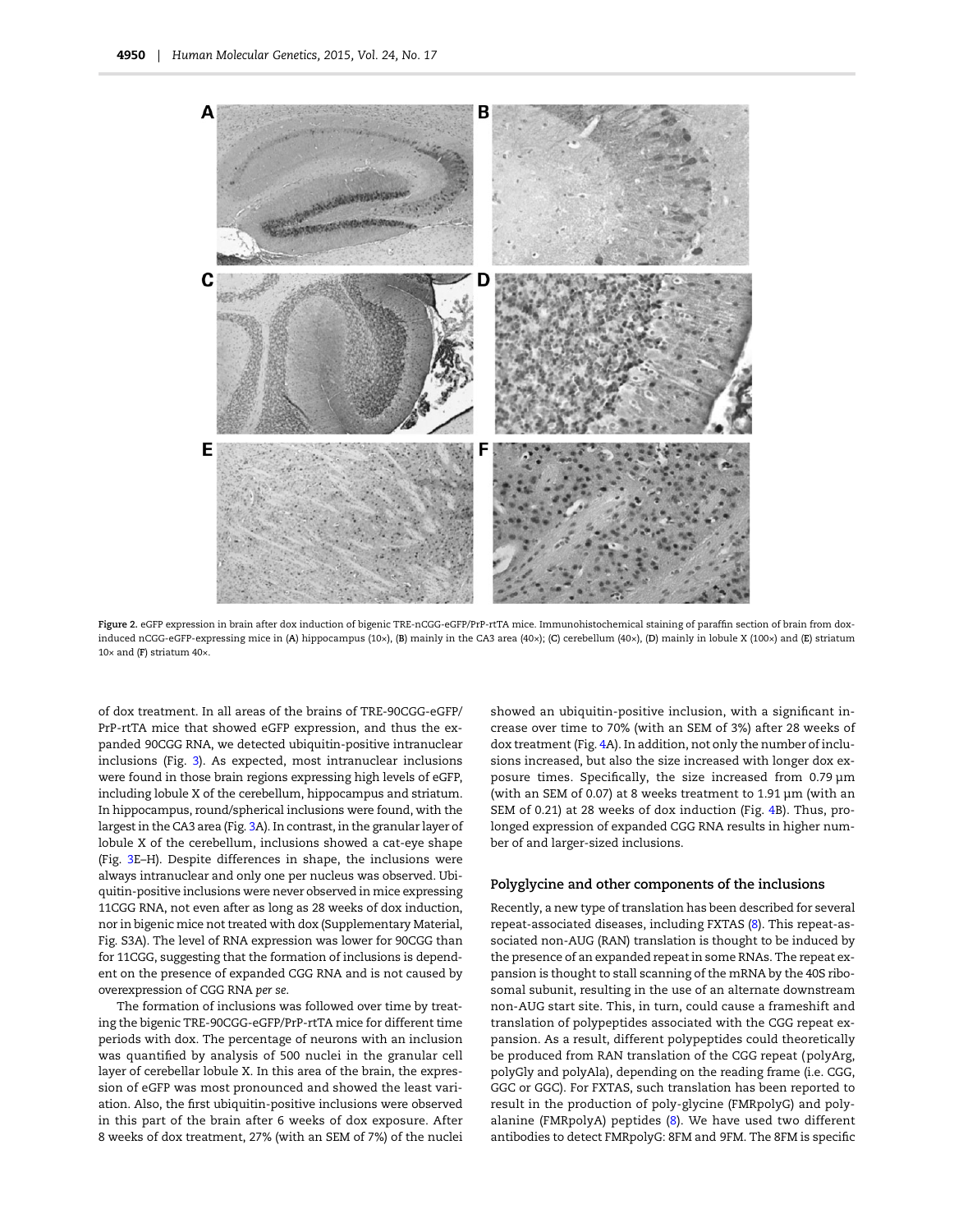Figure 2. eGFP expression in brain after dox induction of bigenic TRE-nCGG-eGFP/PrP-rtTA mice. Immunohistochemical staining of paraffin section of brain from dox-induced nCGG-eGFP-expressing mice in (A) hippocampus (10×), (B) mainly in the CA3 area (40×); (C) cerebellum (40×), (D) mainly in lobule X (100×) and (E) striatum 10× and (F) striatum 40×.

of dox treatment. In all areas of the brains of TRE-90CGG-eGFP/PrP-rtTA mice that showed eGFP expression, and thus the expanded 90CGG RNA, we detected ubiquitin-positive intranuclear inclusions (Fig. 3). As expected, most intranuclear inclusions were found in those brain regions expressing high levels of eGFP, including lobule X of the cerebellum, hippocampus and striatum. In hippocampus, round/spherical inclusions were found, with the largest in the CA3 area (Fig. 3A). In contrast, in the granular layer of lobule X of the cerebellum, inclusions showed a cat-eye shape (Fig. 3E–H). Despite differences in shape, the inclusions were always intranuclear and only one per nucleus was observed. Ubiquitin-positive inclusions were never observed in mice expressing 11CGG RNA, not even after as long as 28 weeks of dox induction, nor in bigenic mice not treated with dox (Supplementary Material, Fig. S3A). The level of RNA expression was lower for 90CGG than for 11CGG, suggesting that the formation of inclusions is dependent on the presence of expanded CGG RNA and is not caused by overexpression of CGG RNA *per se*.

The formation of inclusions was followed over time by treating the bigenic TRE-90CGG-eGFP/PrP-rtTA mice for different time periods with dox. The percentage of neurons with an inclusion was quantified by analysis of 500 nuclei in the granular cell layer of cerebellar lobule X. In this area of the brain, the expression of eGFP was most pronounced and showed the least variation. Also, the first ubiquitin-positive inclusions were observed in this part of the brain after 6 weeks of dox exposure. After 8 weeks of dox treatment, 27% (with an SEM of 7%) of the nuclei showed an ubiquitin-positive inclusion, with a significant increase over time to 70% (with an SEM of 3%) after 28 weeks of dox treatment (Fig. 4A). In addition, not only the number of inclusions increased, but also the size increased with longer dox exposure times. Specifically, the size increased from 0.79 µm (with an SEM of 0.07) at 8 weeks treatment to 1.91 µm (with an SEM of 0.21) at 28 weeks of dox induction (Fig. 4B). Thus, prolonged expression of expanded CGG RNA results in higher number of and larger-sized inclusions.

## Polyglycine and other components of the inclusions

Recently, a new type of translation has been described for several repeat-associated diseases, including FXTAS (8). This repeat-associated non-AUG (RAN) translation is thought to be induced by the presence of an expanded repeat in some RNAs. The repeat expansion is thought to stall scanning of the mRNA by the 40S ribosomal subunit, resulting in the use of an alternate downstream non-AUG start site. This, in turn, could cause a frameshift and translation of polypeptides associated with the CGG repeat expansion. As a result, different polypeptides could theoretically be produced from RAN translation of the CGG repeat (polyArg, polyGly and polyAla), depending on the reading frame (i.e. CGG, GGC or GGC). For FXTAS, such translation has been reported to result in the production of poly-glycine (FMRpolyG) and poly-alanine (FMRpolyA) peptides (8). We have used two different antibodies to detect FMRpolyG: 8FM and 9FM. The 8FM is specific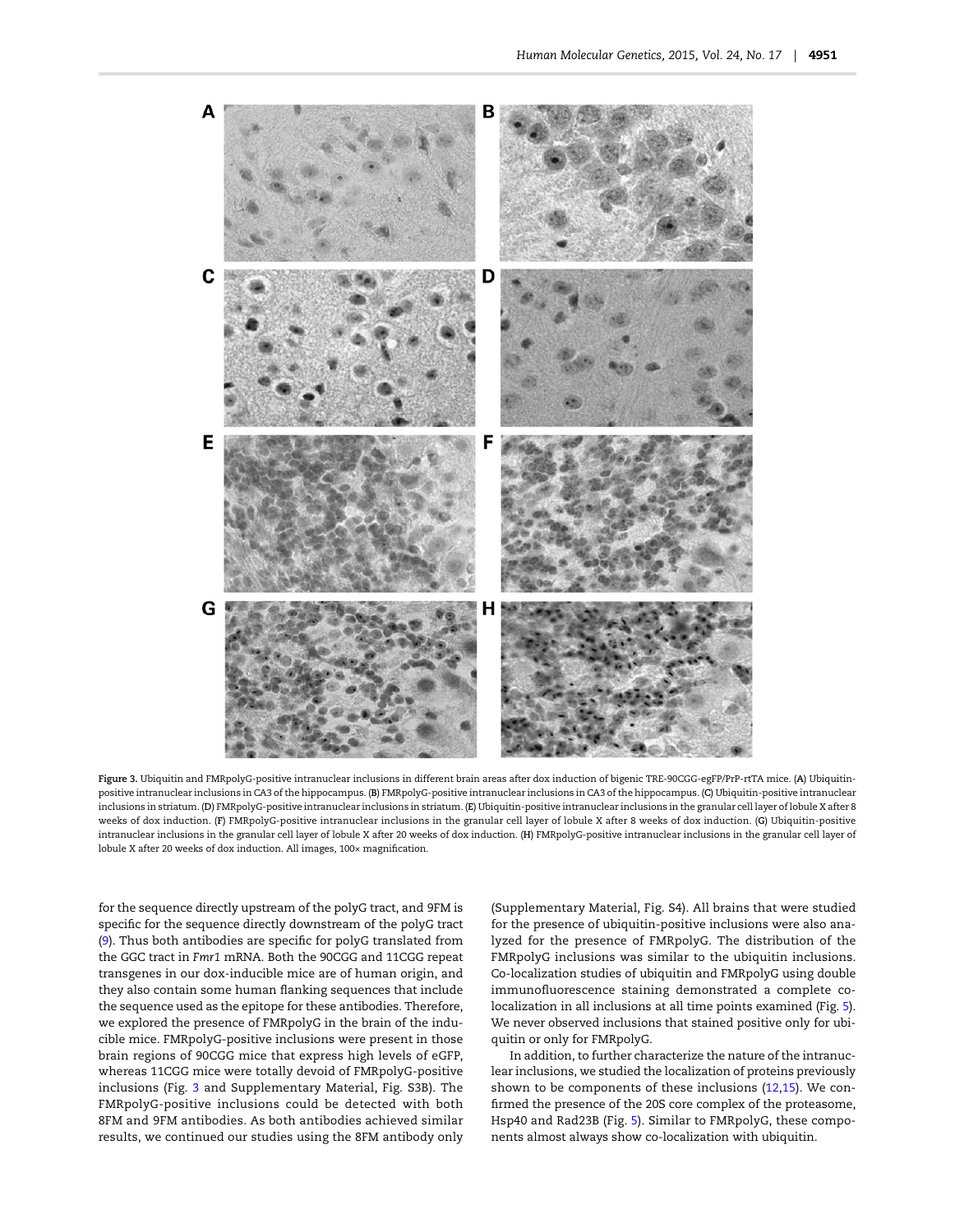Figure 3. Ubiquitin and FMRpolyG-positive intranuclear inclusions in different brain areas after dox induction of bigenic TRE-90CGG-egFP/PrP-rtTA mice. (A) Ubiquitin-positive intranuclear inclusions in CA3 of the hippocampus. (B) FMRpolyG-positive intranuclear inclusions in CA3 of the hippocampus. (C) Ubiquitin-positive intranuclear inclusions in striatum. (D) FMRpolyG-positive intranuclear inclusions in striatum. (E) Ubiquitin-positive intranuclear inclusions in the granular cell layer of lobule X after 8 weeks of dox induction. (F) FMRpolyG-positive intranuclear inclusions in the granular cell layer of lobule X after 8 weeks of dox induction. (G) Ubiquitin-positive intranuclear inclusions in the granular cell layer of lobule X after 20 weeks of dox induction. (H) FMRpolyG-positive intranuclear inclusions in the granular cell layer of lobule X after 20 weeks of dox induction. All images, 100× magnification.

for the sequence directly upstream of the polyG tract, and 9FM is specific for the sequence directly downstream of the polyG tract (9). Thus both antibodies are specific for polyG translated from the GGC tract in *Fmr1* mRNA. Both the 90CGG and 11CGG repeat transgenes in our dox-inducible mice are of human origin, and they also contain some human flanking sequences that include the sequence used as the epitope for these antibodies. Therefore, we explored the presence of FMRpolyG in the brain of the inducible mice. FMRpolyG-positive inclusions were present in those brain regions of 90CGG mice that express high levels of eGFP, whereas 11CGG mice were totally devoid of FMRpolyG-positive inclusions (Fig. 3 and Supplementary Material, Fig. S3B). The FMRpolyG-positive inclusions could be detected with both 8FM and 9FM antibodies. As both antibodies achieved similar results, we continued our studies using the 8FM antibody only (Supplementary Material, Fig. S4). All brains that were studied for the presence of ubiquitin-positive inclusions were also analyzed for the presence of FMRpolyG. The distribution of the FMRpolyG inclusions was similar to the ubiquitin inclusions. Co-localization studies of ubiquitin and FMRpolyG using double immunofluorescence staining demonstrated a complete co-localization in all inclusions at all time points examined (Fig. 5). We never observed inclusions that stained positive only for ubiquitin or only for FMRpolyG.

In addition, to further characterize the nature of the intranuclear inclusions, we studied the localization of proteins previously shown to be components of these inclusions (12,15). We confirmed the presence of the 20S core complex of the proteasome, Hsp40 and Rad23B (Fig. 5). Similar to FMRpolyG, these components almost always show co-localization with ubiquitin.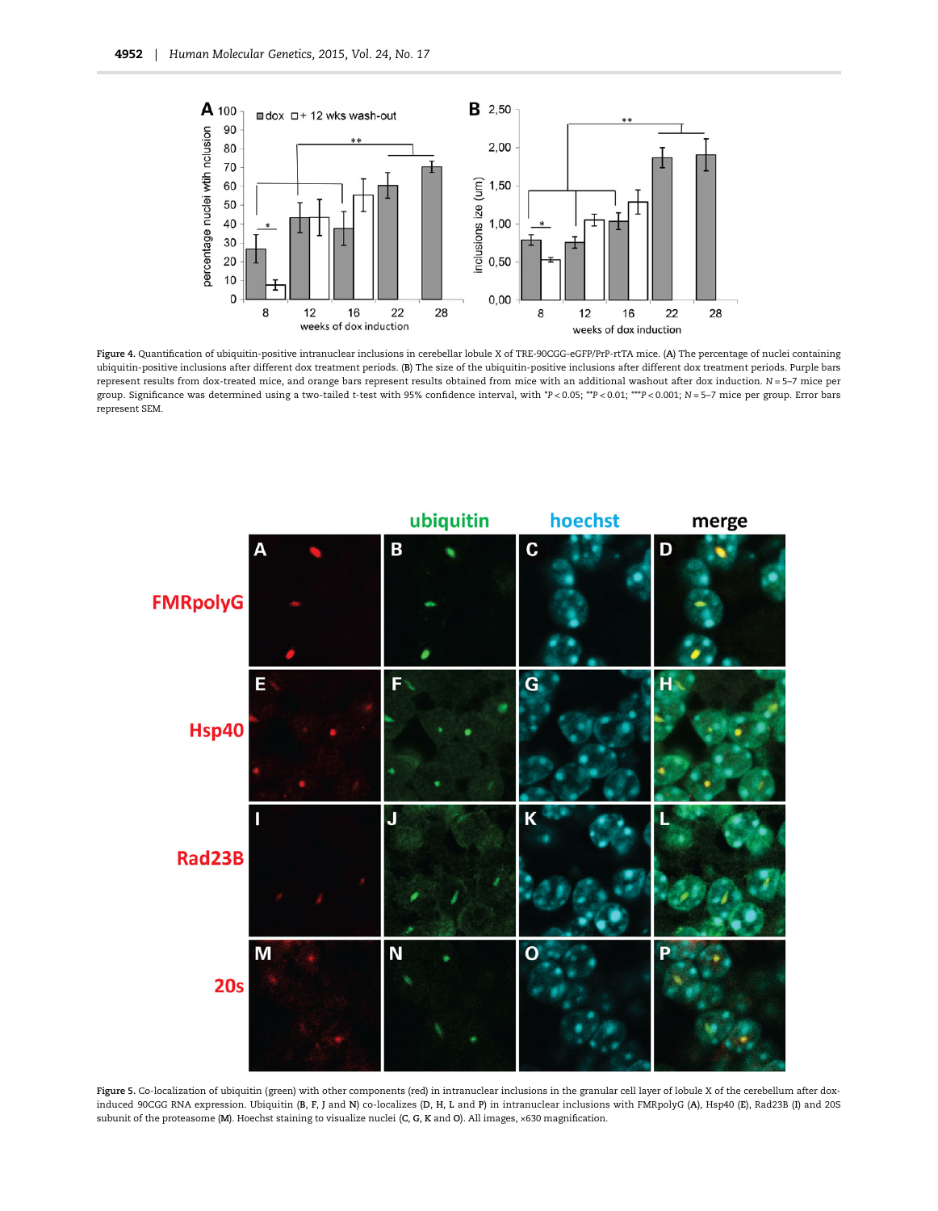Figure 4. Quantification of ubiquitin-positive intranuclear inclusions in cerebellar lobule X of TRE-90CGG-eGFP/PrP-rtTA mice. (A) The percentage of nuclei containing ubiquitin-positive inclusions after different dox treatment periods. (B) The size of the ubiquitin-positive inclusions after different dox treatment periods. Purple bars represent results from dox-treated mice, and orange bars represent results obtained from mice with an additional washout after dox induction. N = 5–7 mice per group. Significance was determined using a two-tailed t-test with 95% confidence interval, with *P < 0.05; **P < 0.01; ***P < 0.001; N = 5–7 mice per group. Error bars represent SEM.

Figure 5. Co-localization of ubiquitin (green) with other components (red) in intranuclear inclusions in the granular cell layer of lobule X of the cerebellum after dox-induced 90CGG RNA expression. Ubiquitin (B, F, J and N) co-localizes (D, H, L and P) in intranuclear inclusions with FMRpolyG (A), Hsp40 (E), Rad23B (I) and 20S subunit of the proteasome (M). Hoechst staining to visualize nuclei (C, G, K and O). All images, ×630 magnification.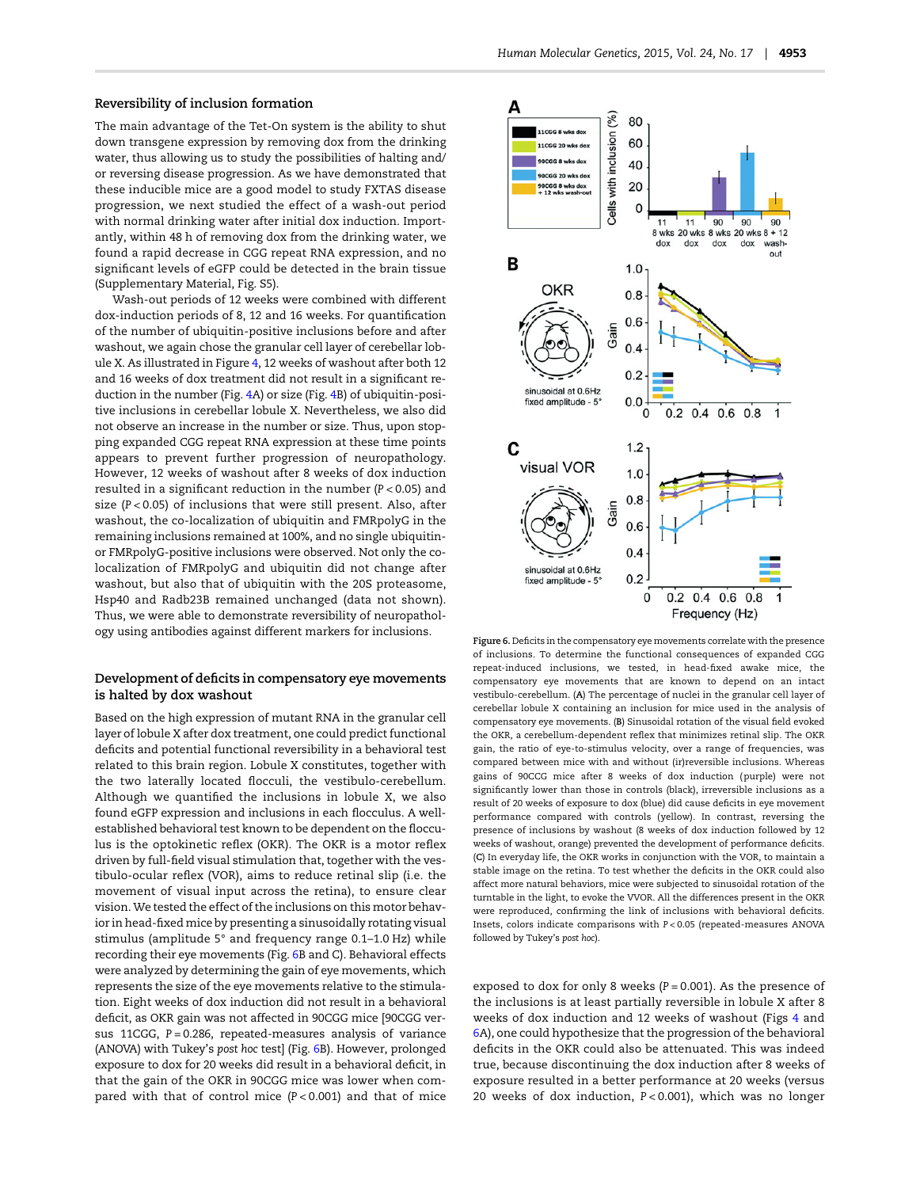## Reversibility of inclusion formation

The main advantage of the Tet-On system is the ability to shut down transgene expression by removing dox from the drinking water, thus allowing us to study the possibilities of halting and/or reversing disease progression. As we have demonstrated that these inducible mice are a good model to study FXTAS disease progression, we next studied the effect of a wash-out period with normal drinking water after initial dox induction. Importantly, within 48 h of removing dox from the drinking water, we found a rapid decrease in CGG repeat RNA expression, and no significant levels of eGFP could be detected in the brain tissue (Supplementary Material, Fig. S5).

Wash-out periods of 12 weeks were combined with different dox-induction periods of 8, 12 and 16 weeks. For quantification of the number of ubiquitin-positive inclusions before and after washout, we again chose the granular cell layer of cerebellar lobule X. As illustrated in Figure 4, 12 weeks of washout after both 12 and 16 weeks of dox treatment did not result in a significant reduction in the number (Fig. 4A) or size (Fig. 4B) of ubiquitin-positive inclusions in cerebellar lobule X. Nevertheless, we also did not observe an increase in the number or size. Thus, upon stopping expanded CGG repeat RNA expression at these time points appears to prevent further progression of neuropathology. However, 12 weeks of washout after 8 weeks of dox induction resulted in a significant reduction in the number ($P < 0.05$) and size ($P < 0.05$) of inclusions that were still present. Also, after washout, the co-localization of ubiquitin and FMRpolyG in the remaining inclusions remained at 100%, and no single ubiquitin- or FMRpolyG-positive inclusions were observed. Not only the co-localization of FMRpolyG and ubiquitin did not change after washout, but also that of ubiquitin with the 20S proteasome, Hsp40 and Radb23B remained unchanged (data not shown). Thus, we were able to demonstrate reversibility of neuropathology using antibodies against different markers for inclusions.

## Development of deficits in compensatory eye movements is halted by dox washout

Based on the high expression of mutant RNA in the granular cell layer of lobule X after dox treatment, one could predict functional deficits and potential functional reversibility in a behavioral test related to this brain region. Lobule X constitutes, together with the two laterally located flocculi, the vestibulo-cerebellum. Although we quantified the inclusions in lobule X, we also found eGFP expression and inclusions in each flocculus. A well-established behavioral test known to be dependent on the flocculus is the optokinetic reflex (OKR). The OKR is a motor reflex driven by full-field visual stimulation that, together with the vestibulo-ocular reflex (VOR), aims to reduce retinal slip (i.e. the movement of visual input across the retina), to ensure clear vision. We tested the effect of the inclusions on this motor behavior in head-fixed mice by presenting a sinusoidally rotating visual stimulus (amplitude 5° and frequency range 0.1–1.0 Hz) while recording their eye movements (Fig. 6B and C). Behavioral effects were analyzed by determining the gain of eye movements, which represents the size of the eye movements relative to the stimulation. Eight weeks of dox induction did not result in a behavioral deficit, as OKR gain was not affected in 90CGG mice [90CGG versus 11CGG, $P = 0.286$, repeated-measures analysis of variance (ANOVA) with Tukey's *post hoc* test] (Fig. 6B). However, prolonged exposure to dox for 20 weeks did result in a behavioral deficit, in that the gain of the OKR in 90CGG mice was lower when compared with that of control mice ($P < 0.001$) and that of mice exposed to dox for only 8 weeks ($P = 0.001$). As the presence of the inclusions is at least partially reversible in lobule X after 8 weeks of dox induction and 12 weeks of washout (Figs 4 and 6A), one could hypothesize that the progression of the behavioral deficits in the OKR could also be attenuated. This was indeed true, because discontinuing the dox induction after 8 weeks of exposure resulted in a better performance at 20 weeks (versus 20 weeks of dox induction, $P < 0.001$), which was no longer

Figure 6. Deficits in the compensatory eye movements correlate with the presence of inclusions. To determine the functional consequences of expanded CGG repeat-induced inclusions, we tested, in head-fixed awake mice, the compensatory eye movements that are known to depend on an intact vestibulo-cerebellum. (A) The percentage of nuclei in the granular cell layer of cerebellar lobule X containing an inclusion for mice used in the analysis of compensatory eye movements. (B) Sinusoidal rotation of the visual field evoked the OKR, a cerebellum-dependent reflex that minimizes retinal slip. The OKR gain, the ratio of eye-to-stimulus velocity, over a range of frequencies, was compared between mice with and without (ir)reversible inclusions. Whereas gains of 90CCG mice after 8 weeks of dox induction (purple) were not significantly lower than those in controls (black), irreversible inclusions as a result of 20 weeks of exposure to dox (blue) did cause deficits in eye movement performance compared with controls (yellow). In contrast, reversing the presence of inclusions by washout (8 weeks of dox induction followed by 12 weeks of washout, orange) prevented the development of performance deficits. (C) In everyday life, the OKR works in conjunction with the VOR, to maintain a stable image on the retina. To test whether the deficits in the OKR could also affect more natural behaviors, mice were subjected to sinusoidal rotation of the turntable in the light, to evoke the VVOR. All the differences present in the OKR were reproduced, confirming the link of inclusions with behavioral deficits. Insets, colors indicate comparisons with $P < 0.05$ (repeated-measures ANOVA followed by Tukey's *post hoc*).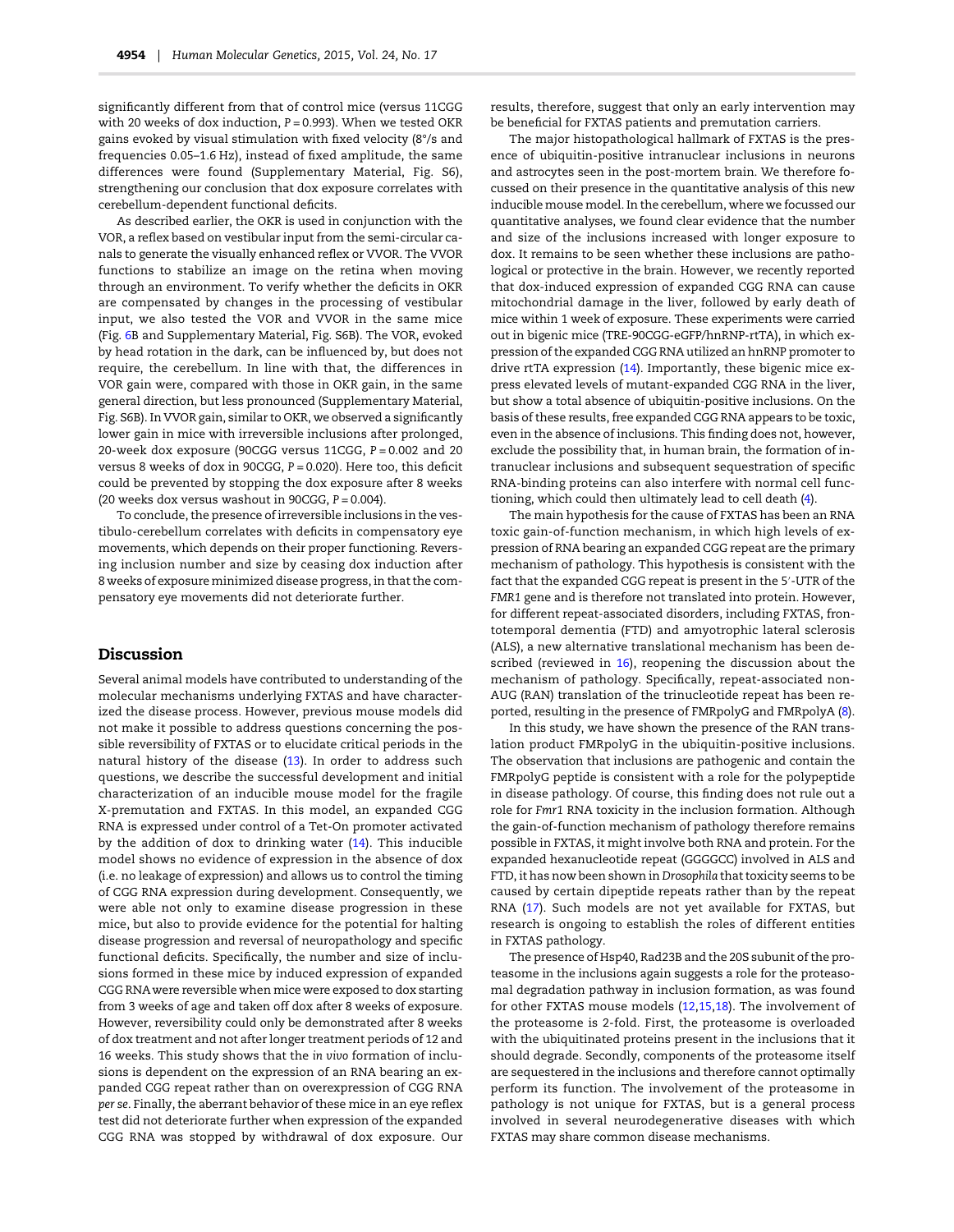significantly different from that of control mice (versus 11CGG with 20 weeks of dox induction, $P = 0.993$). When we tested OKR gains evoked by visual stimulation with fixed velocity (8°/s and frequencies 0.05–1.6 Hz), instead of fixed amplitude, the same differences were found (Supplementary Material, Fig. S6), strengthening our conclusion that dox exposure correlates with cerebellum-dependent functional deficits.

As described earlier, the OKR is used in conjunction with the VOR, a reflex based on vestibular input from the semi-circular canals to generate the visually enhanced reflex or VVOR. The VVOR functions to stabilize an image on the retina when moving through an environment. To verify whether the deficits in OKR are compensated by changes in the processing of vestibular input, we also tested the VOR and VVOR in the same mice (Fig. 6B and Supplementary Material, Fig. S6B). The VOR, evoked by head rotation in the dark, can be influenced by, but does not require, the cerebellum. In line with that, the differences in VOR gain were, compared with those in OKR gain, in the same general direction, but less pronounced (Supplementary Material, Fig. S6B). In VVOR gain, similar to OKR, we observed a significantly lower gain in mice with irreversible inclusions after prolonged, 20-week dox exposure (90CGG versus 11CGG, $P = 0.002$ and 20 versus 8 weeks of dox in 90CGG, $P = 0.020$). Here too, this deficit could be prevented by stopping the dox exposure after 8 weeks (20 weeks dox versus washout in 90CGG, $P = 0.004$).

To conclude, the presence of irreversible inclusions in the vestibulo-cerebellum correlates with deficits in compensatory eye movements, which depends on their proper functioning. Reversing inclusion number and size by ceasing dox induction after 8 weeks of exposure minimized disease progress, in that the compensatory eye movements did not deteriorate further.

## Discussion

Several animal models have contributed to understanding of the molecular mechanisms underlying FXTAS and have characterized the disease process. However, previous mouse models did not make it possible to address questions concerning the possible reversibility of FXTAS or to elucidate critical periods in the natural history of the disease (13). In order to address such questions, we describe the successful development and initial characterization of an inducible mouse model for the fragile X-premutation and FXTAS. In this model, an expanded CGG RNA is expressed under control of a Tet-On promoter activated by the addition of dox to drinking water (14). This inducible model shows no evidence of expression in the absence of dox (i.e. no leakage of expression) and allows us to control the timing of CGG RNA expression during development. Consequently, we were able not only to examine disease progression in these mice, but also to provide evidence for the potential for halting disease progression and reversal of neuropathology and specific functional deficits. Specifically, the number and size of inclusions formed in these mice by induced expression of expanded CGG RNA were reversible when mice were exposed to dox starting from 3 weeks of age and taken off dox after 8 weeks of exposure. However, reversibility could only be demonstrated after 8 weeks of dox treatment and not after longer treatment periods of 12 and 16 weeks. This study shows that the *in vivo* formation of inclusions is dependent on the expression of an RNA bearing an expanded CGG repeat rather than on overexpression of CGG RNA *per se*. Finally, the aberrant behavior of these mice in an eye reflex test did not deteriorate further when expression of the expanded CGG RNA was stopped by withdrawal of dox exposure. Our results, therefore, suggest that only an early intervention may be beneficial for FXTAS patients and premutation carriers.

The major histopathological hallmark of FXTAS is the presence of ubiquitin-positive intranuclear inclusions in neurons and astrocytes seen in the post-mortem brain. We therefore focussed on their presence in the quantitative analysis of this new inducible mouse model. In the cerebellum, where we focussed our quantitative analyses, we found clear evidence that the number and size of the inclusions increased with longer exposure to dox. It remains to be seen whether these inclusions are pathological or protective in the brain. However, we recently reported that dox-induced expression of expanded CGG RNA can cause mitochondrial damage in the liver, followed by early death of mice within 1 week of exposure. These experiments were carried out in bigenic mice (TRE-90CGG-eGFP/hnRNP-rtTA), in which expression of the expanded CGG RNA utilized an hnRNP promoter to drive rtTA expression (14). Importantly, these bigenic mice express elevated levels of mutant-expanded CGG RNA in the liver, but show a total absence of ubiquitin-positive inclusions. On the basis of these results, free expanded CGG RNA appears to be toxic, even in the absence of inclusions. This finding does not, however, exclude the possibility that, in human brain, the formation of intranuclear inclusions and subsequent sequestration of specific RNA-binding proteins can also interfere with normal cell functioning, which could then ultimately lead to cell death (4).

The main hypothesis for the cause of FXTAS has been an RNA toxic gain-of-function mechanism, in which high levels of expression of RNA bearing an expanded CGG repeat are the primary mechanism of pathology. This hypothesis is consistent with the fact that the expanded CGG repeat is present in the 5′-UTR of the *FMR1* gene and is therefore not translated into protein. However, for different repeat-associated disorders, including FXTAS, frontotemporal dementia (FTD) and amyotrophic lateral sclerosis (ALS), a new alternative translational mechanism has been described (reviewed in 16), reopening the discussion about the mechanism of pathology. Specifically, repeat-associated non-AUG (RAN) translation of the trinucleotide repeat has been reported, resulting in the presence of FMRpolyG and FMRpolyA (8).

In this study, we have shown the presence of the RAN translation product FMRpolyG in the ubiquitin-positive inclusions. The observation that inclusions are pathogenic and contain the FMRpolyG peptide is consistent with a role for the polypeptide in disease pathology. Of course, this finding does not rule out a role for *Fmr1* RNA toxicity in the inclusion formation. Although the gain-of-function mechanism of pathology therefore remains possible in FXTAS, it might involve both RNA and protein. For the expanded hexanucleotide repeat (GGGGCC) involved in ALS and FTD, it has now been shown in *Drosophila* that toxicity seems to be caused by certain dipeptide repeats rather than by the repeat RNA (17). Such models are not yet available for FXTAS, but research is ongoing to establish the roles of different entities in FXTAS pathology.

The presence of Hsp40, Rad23B and the 20S subunit of the proteasome in the inclusions again suggests a role for the proteasomal degradation pathway in inclusion formation, as was found for other FXTAS mouse models (12,15,18). The involvement of the proteasome is 2-fold. First, the proteasome is overloaded with the ubiquitinated proteins present in the inclusions that it should degrade. Secondly, components of the proteasome itself are sequestered in the inclusions and therefore cannot optimally perform its function. The involvement of the proteasome in pathology is not unique for FXTAS, but is a general process involved in several neurodegenerative diseases with which FXTAS may share common disease mechanisms.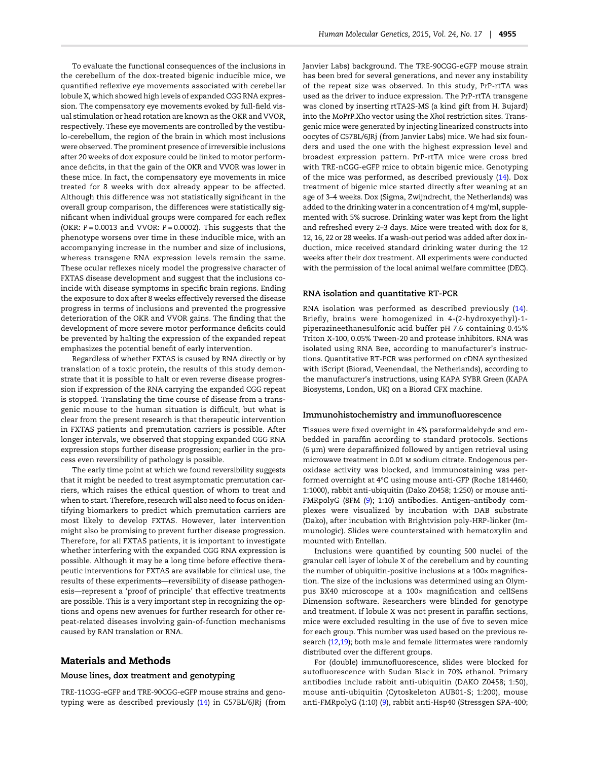To evaluate the functional consequences of the inclusions in the cerebellum of the dox-treated bigenic inducible mice, we quantified reflexive eye movements associated with cerebellar lobule X, which showed high levels of expanded CGG RNA expression. The compensatory eye movements evoked by full-field visual stimulation or head rotation are known as the OKR and VVOR, respectively. These eye movements are controlled by the vestibulo-cerebellum, the region of the brain in which most inclusions were observed. The prominent presence of irreversible inclusions after 20 weeks of dox exposure could be linked to motor performance deficits, in that the gain of the OKR and VVOR was lower in these mice. In fact, the compensatory eye movements in mice treated for 8 weeks with dox already appear to be affected. Although this difference was not statistically significant in the overall group comparison, the differences were statistically significant when individual groups were compared for each reflex (OKR: $P = 0.0013$ and VVOR: $P = 0.0002$). This suggests that the phenotype worsens over time in these inducible mice, with an accompanying increase in the number and size of inclusions, whereas transgene RNA expression levels remain the same. These ocular reflexes nicely model the progressive character of FXTAS disease development and suggest that the inclusions coincide with disease symptoms in specific brain regions. Ending the exposure to dox after 8 weeks effectively reversed the disease progress in terms of inclusions and prevented the progressive deterioration of the OKR and VVOR gains. The finding that the development of more severe motor performance deficits could be prevented by halting the expression of the expanded repeat emphasizes the potential benefit of early intervention.

Regardless of whether FXTAS is caused by RNA directly or by translation of a toxic protein, the results of this study demonstrate that it is possible to halt or even reverse disease progression if expression of the RNA carrying the expanded CGG repeat is stopped. Translating the time course of disease from a transgenic mouse to the human situation is difficult, but what is clear from the present research is that therapeutic intervention in FXTAS patients and premutation carriers is possible. After longer intervals, we observed that stopping expanded CGG RNA expression stops further disease progression; earlier in the process even reversibility of pathology is possible.

The early time point at which we found reversibility suggests that it might be needed to treat asymptomatic premutation carriers, which raises the ethical question of whom to treat and when to start. Therefore, research will also need to focus on identifying biomarkers to predict which premutation carriers are most likely to develop FXTAS. However, later intervention might also be promising to prevent further disease progression. Therefore, for all FXTAS patients, it is important to investigate whether interfering with the expanded CGG RNA expression is possible. Although it may be a long time before effective therapeutic interventions for FXTAS are available for clinical use, the results of these experiments—reversibility of disease pathogenesis—represent a 'proof of principle' that effective treatments are possible. This is a very important step in recognizing the options and opens new avenues for further research for other repeat-related diseases involving gain-of-function mechanisms caused by RAN translation or RNA.

## Materials and Methods

### Mouse lines, dox treatment and genotyping

TRE-11CGG-eGFP and TRE-90CGG-eGFP mouse strains and genotyping were as described previously (14) in C57BL/6JRj (from Janvier Labs) background. The TRE-90CGG-eGFP mouse strain has been bred for several generations, and never any instability of the repeat size was observed. In this study, PrP-rtTA was used as the driver to induce expression. The PrP-rtTA transgene was cloned by inserting rtTA2S-MS (a kind gift from H. Bujard) into the MoPrP.Xho vector using the *Xho*I restriction sites. Transgenic mice were generated by injecting linearized constructs into oocytes of C57BL/6JRj (from Janvier Labs) mice. We had six founders and used the one with the highest expression level and broadest expression pattern. PrP-rtTA mice were cross bred with TRE-nCGG-eGFP mice to obtain bigenic mice. Genotyping of the mice was performed, as described previously (14). Dox treatment of bigenic mice started directly after weaning at an age of 3–4 weeks. Dox (Sigma, Zwijndrecht, the Netherlands) was added to the drinking water in a concentration of 4 mg/ml, supplemented with 5% sucrose. Drinking water was kept from the light and refreshed every 2–3 days. Mice were treated with dox for 8, 12, 16, 22 or 28 weeks. If a wash-out period was added after dox induction, mice received standard drinking water during the 12 weeks after their dox treatment. All experiments were conducted with the permission of the local animal welfare committee (DEC).

### RNA isolation and quantitative RT-PCR

RNA isolation was performed as described previously (14). Briefly, brains were homogenized in 4-(2-hydroxyethyl)-1-piperazineethanesulfonic acid buffer pH 7.6 containing 0.45% Triton X-100, 0.05% Tween-20 and protease inhibitors. RNA was isolated using RNA Bee, according to manufacturer's instructions. Quantitative RT-PCR was performed on cDNA synthesized with iScript (Biorad, Veenendaal, the Netherlands), according to the manufacturer's instructions, using KAPA SYBR Green (KAPA Biosystems, London, UK) on a Biorad CFX machine.

### Immunohistochemistry and immunofluorescence

Tissues were fixed overnight in 4% paraformaldehyde and embedded in paraffin according to standard protocols. Sections (6 µm) were deparaffinized followed by antigen retrieval using microwave treatment in 0.01 M sodium citrate. Endogenous peroxidase activity was blocked, and immunostaining was performed overnight at 4°C using mouse anti-GFP (Roche 1814460; 1:1000), rabbit anti-ubiquitin (Dako Z0458; 1:250) or mouse anti-FMRpolyG (8FM (9); 1:10) antibodies. Antigen–antibody complexes were visualized by incubation with DAB substrate (Dako), after incubation with Brightvision poly-HRP-linker (Immunologic). Slides were counterstained with hematoxylin and mounted with Entellan.

Inclusions were quantified by counting 500 nuclei of the granular cell layer of lobule X of the cerebellum and by counting the number of ubiquitin-positive inclusions at a 100× magnification. The size of the inclusions was determined using an Olympus BX40 microscope at a 100× magnification and cellSens Dimension software. Researchers were blinded for genotype and treatment. If lobule X was not present in paraffin sections, mice were excluded resulting in the use of five to seven mice for each group. This number was used based on the previous research (12,19); both male and female littermates were randomly distributed over the different groups.

For (double) immunofluorescence, slides were blocked for autofluorescence with Sudan Black in 70% ethanol. Primary antibodies include rabbit anti-ubiquitin (DAKO Z0458; 1:50), mouse anti-ubiquitin (Cytoskeleton AUB01-S; 1:200), mouse anti-FMRpolyG (1:10) (9), rabbit anti-Hsp40 (Stressgen SPA-400;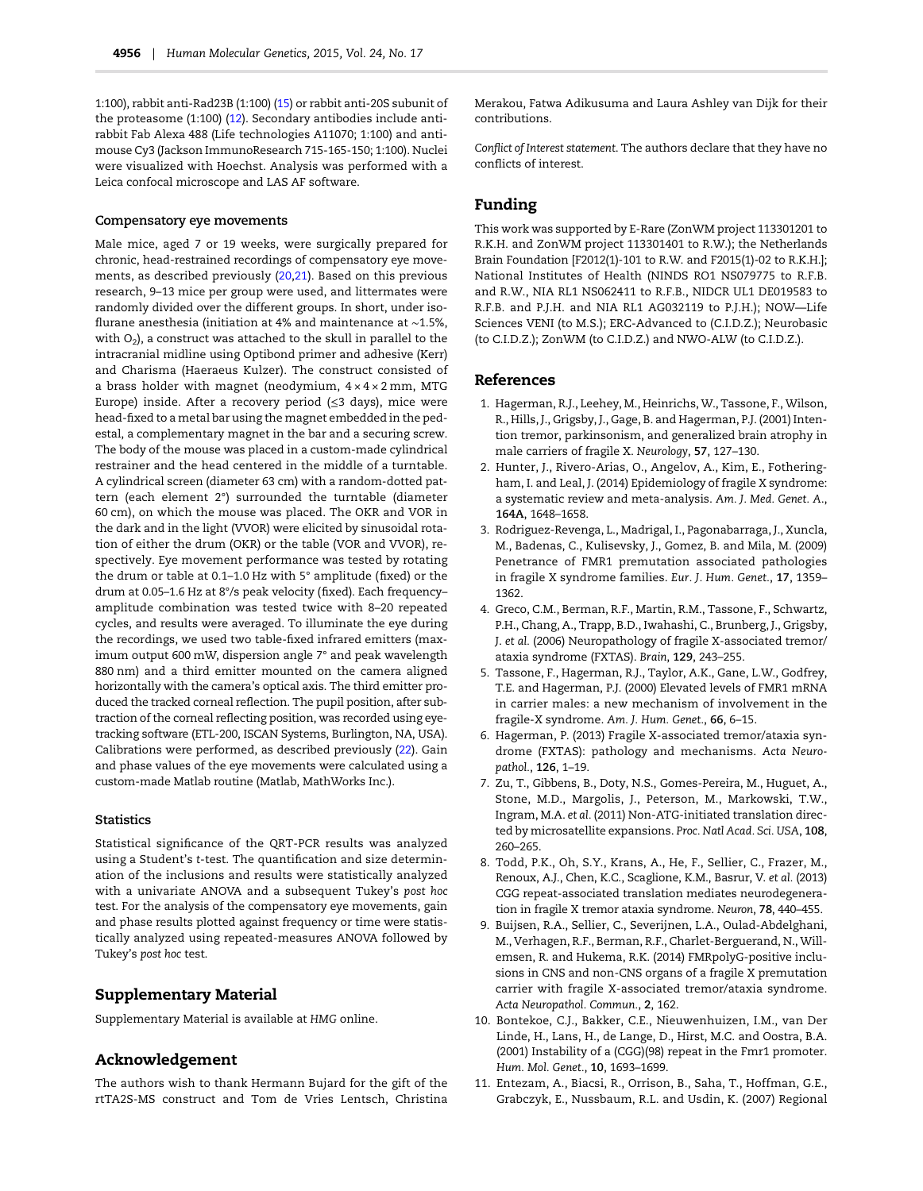1:100), rabbit anti-Rad23B (1:100) (15) or rabbit anti-20S subunit of the proteasome (1:100) (12). Secondary antibodies include anti-rabbit Fab Alexa 488 (Life technologies A11070; 1:100) and anti-mouse Cy3 (Jackson ImmunoResearch 715-165-150; 1:100). Nuclei were visualized with Hoechst. Analysis was performed with a Leica confocal microscope and LAS AF software.

### Compensatory eye movements

Male mice, aged 7 or 19 weeks, were surgically prepared for chronic, head-restrained recordings of compensatory eye movements, as described previously (20,21). Based on this previous research, 9–13 mice per group were used, and littermates were randomly divided over the different groups. In short, under isoflurane anesthesia (initiation at 4% and maintenance at ∼1.5%, with $O_2$), a construct was attached to the skull in parallel to the intracranial midline using Optibond primer and adhesive (Kerr) and Charisma (Haeraeus Kulzer). The construct consisted of a brass holder with magnet (neodymium, 4 × 4 × 2 mm, MTG Europe) inside. After a recovery period (≤3 days), mice were head-fixed to a metal bar using the magnet embedded in the pedestal, a complementary magnet in the bar and a securing screw. The body of the mouse was placed in a custom-made cylindrical restrainer and the head centered in the middle of a turntable. A cylindrical screen (diameter 63 cm) with a random-dotted pattern (each element 2°) surrounded the turntable (diameter 60 cm), on which the mouse was placed. The OKR and VOR in the dark and in the light (VVOR) were elicited by sinusoidal rotation of either the drum (OKR) or the table (VOR and VVOR), respectively. Eye movement performance was tested by rotating the drum or table at 0.1–1.0 Hz with 5° amplitude (fixed) or the drum at 0.05–1.6 Hz at 8°/s peak velocity (fixed). Each frequency–amplitude combination was tested twice with 8–20 repeated cycles, and results were averaged. To illuminate the eye during the recordings, we used two table-fixed infrared emitters (maximum output 600 mW, dispersion angle 7° and peak wavelength 880 nm) and a third emitter mounted on the camera aligned horizontally with the camera's optical axis. The third emitter produced the tracked corneal reflection. The pupil position, after subtraction of the corneal reflecting position, was recorded using eye-tracking software (ETL-200, ISCAN Systems, Burlington, NA, USA). Calibrations were performed, as described previously (22). Gain and phase values of the eye movements were calculated using a custom-made Matlab routine (Matlab, MathWorks Inc.).

### Statistics

Statistical significance of the QRT-PCR results was analyzed using a Student's *t*-test. The quantification and size determination of the inclusions and results were statistically analyzed with a univariate ANOVA and a subsequent Tukey's *post hoc* test. For the analysis of the compensatory eye movements, gain and phase results plotted against frequency or time were statistically analyzed using repeated-measures ANOVA followed by Tukey's *post hoc* test.

## Supplementary Material

Supplementary Material is available at *HMG* online.

## Acknowledgement

The authors wish to thank Hermann Bujard for the gift of the rtTA2S-MS construct and Tom de Vries Lentsch, Christina Merakou, Fatwa Adikusuma and Laura Ashley van Dijk for their contributions.

*Conflict of Interest statement*. The authors declare that they have no conflicts of interest.

## Funding

This work was supported by E-Rare (ZonWM project 113301201 to R.K.H. and ZonWM project 113301401 to R.W.); the Netherlands Brain Foundation [F2012(1)-101 to R.W. and F2015(1)-02 to R.K.H.]; National Institutes of Health (NINDS RO1 NS079775 to R.F.B. and R.W., NIA RL1 NS062411 to R.F.B., NIDCR UL1 DE019583 to R.F.B. and P.J.H. and NIA RL1 AG032119 to P.J.H.); NOW—Life Sciences VENI (to M.S.); ERC-Advanced to (C.I.D.Z.); Neurobasic (to C.I.D.Z.); ZonWM (to C.I.D.Z.) and NWO-ALW (to C.I.D.Z.).

## References

1. Hagerman, R.J., Leehey, M., Heinrichs, W., Tassone, F., Wilson, R., Hills, J., Grigsby, J., Gage, B. and Hagerman, P.J. (2001) Intention tremor, parkinsonism, and generalized brain atrophy in male carriers of fragile X. *Neurology*, **57**, 127–130.
2. Hunter, J., Rivero-Arias, O., Angelov, A., Kim, E., Fotheringham, I. and Leal, J. (2014) Epidemiology of fragile X syndrome: a systematic review and meta-analysis. *Am. J. Med. Genet. A.*, **164A**, 1648–1658.
3. Rodriguez-Revenga, L., Madrigal, I., Pagonabarraga, J., Xuncla, M., Badenas, C., Kulisevsky, J., Gomez, B. and Mila, M. (2009) Penetrance of FMR1 premutation associated pathologies in fragile X syndrome families. *Eur. J. Hum. Genet.*, **17**, 1359–1362.
4. Greco, C.M., Berman, R.F., Martin, R.M., Tassone, F., Schwartz, P.H., Chang, A., Trapp, B.D., Iwahashi, C., Brunberg, J., Grigsby, J. *et al.* (2006) Neuropathology of fragile X-associated tremor/ataxia syndrome (FXTAS). *Brain*, **129**, 243–255.
5. Tassone, F., Hagerman, R.J., Taylor, A.K., Gane, L.W., Godfrey, T.E. and Hagerman, P.J. (2000) Elevated levels of FMR1 mRNA in carrier males: a new mechanism of involvement in the fragile-X syndrome. *Am. J. Hum. Genet.*, **66**, 6–15.
6. Hagerman, P. (2013) Fragile X-associated tremor/ataxia syndrome (FXTAS): pathology and mechanisms. *Acta Neuropathol.*, **126**, 1–19.
7. Zu, T., Gibbens, B., Doty, N.S., Gomes-Pereira, M., Huguet, A., Stone, M.D., Margolis, J., Peterson, M., Markowski, T.W., Ingram, M.A. *et al.* (2011) Non-ATG-initiated translation directed by microsatellite expansions. *Proc. Natl Acad. Sci. USA*, **108**, 260–265.
8. Todd, P.K., Oh, S.Y., Krans, A., He, F., Sellier, C., Frazer, M., Renoux, A.J., Chen, K.C., Scaglione, K.M., Basrur, V. *et al.* (2013) CGG repeat-associated translation mediates neurodegeneration in fragile X tremor ataxia syndrome. *Neuron*, **78**, 440–455.
9. Buijsen, R.A., Sellier, C., Severijnen, L.A., Oulad-Abdelghani, M., Verhagen, R.F., Berman, R.F., Charlet-Berguerand, N., Willemsen, R. and Hukema, R.K. (2014) FMRpolyG-positive inclusions in CNS and non-CNS organs of a fragile X premutation carrier with fragile X-associated tremor/ataxia syndrome. *Acta Neuropathol. Commun.*, **2**, 162.
10. Bontekoe, C.J., Bakker, C.E., Nieuwenhuizen, I.M., van Der Linde, H., Lans, H., de Lange, D., Hirst, M.C. and Oostra, B.A. (2001) Instability of a (CGG)(98) repeat in the Fmr1 promoter. *Hum. Mol. Genet.*, **10**, 1693–1699.
11. Entezam, A., Biacsi, R., Orrison, B., Saha, T., Hoffman, G.E., Grabczyk, E., Nussbaum, R.L. and Usdin, K. (2007) Regional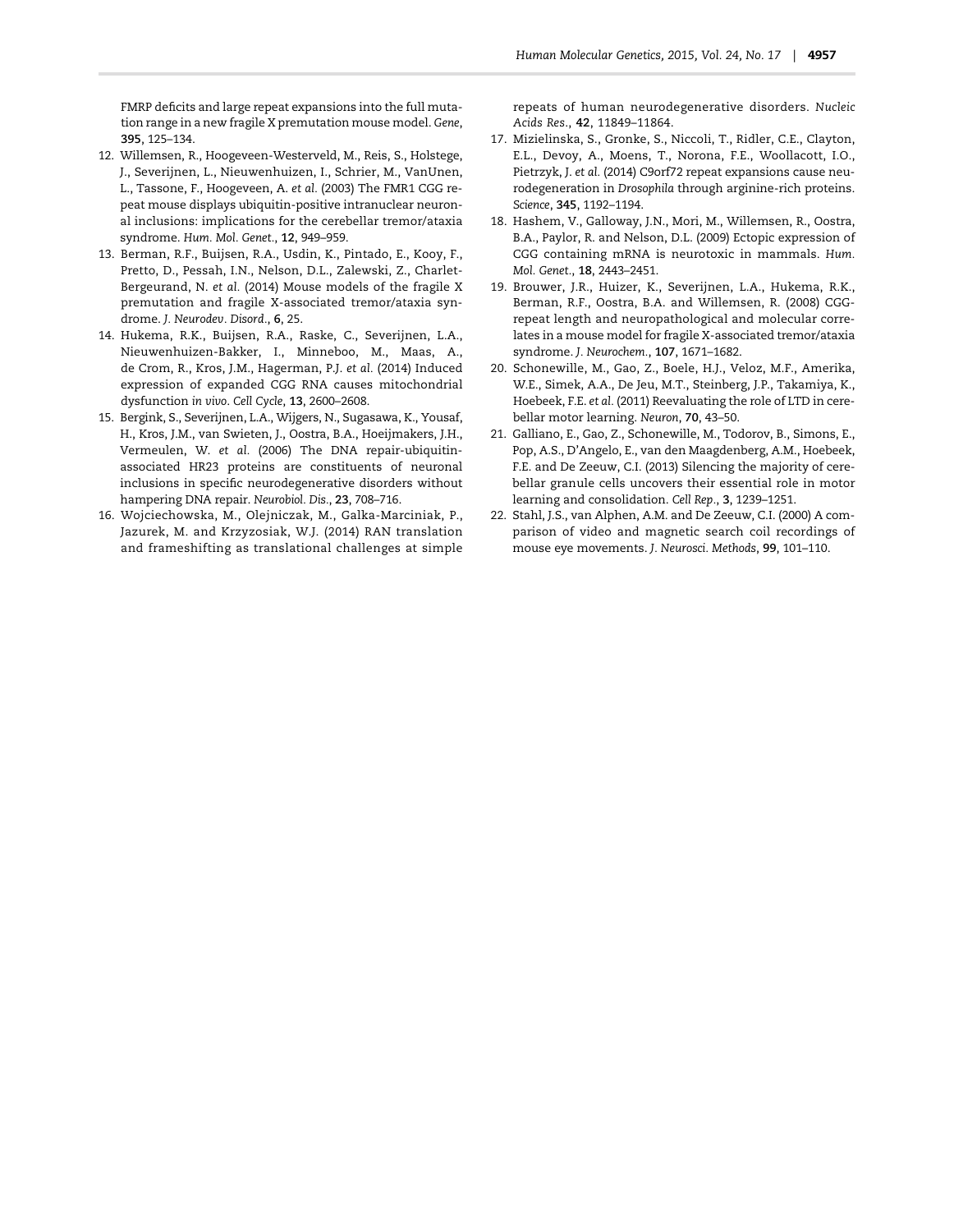FMRP deficits and large repeat expansions into the full mutation range in a new fragile X premutation mouse model. *Gene*, **395**, 125–134.

12. Willemsen, R., Hoogeveen-Westerveld, M., Reis, S., Holstege, J., Severijnen, L., Nieuwenhuizen, I., Schrier, M., VanUnen, L., Tassone, F., Hoogeveen, A. *et al.* (2003) The FMR1 CGG repeat mouse displays ubiquitin-positive intranuclear neuronal inclusions: implications for the cerebellar tremor/ataxia syndrome. *Hum. Mol. Genet.*, **12**, 949–959.
13. Berman, R.F., Buijsen, R.A., Usdin, K., Pintado, E., Kooy, F., Pretto, D., Pessah, I.N., Nelson, D.L., Zalewski, Z., Charlet-Bergeurand, N. *et al.* (2014) Mouse models of the fragile X premutation and fragile X-associated tremor/ataxia syndrome. *J. Neurodev. Disord.*, **6**, 25.
14. Hukema, R.K., Buijsen, R.A., Raske, C., Severijnen, L.A., Nieuwenhuizen-Bakker, I., Minneboo, M., Maas, A., de Crom, R., Kros, J.M., Hagerman, P.J. *et al.* (2014) Induced expression of expanded CGG RNA causes mitochondrial dysfunction *in vivo*. *Cell Cycle*, **13**, 2600–2608.
15. Bergink, S., Severijnen, L.A., Wijgers, N., Sugasawa, K., Yousaf, H., Kros, J.M., van Swieten, J., Oostra, B.A., Hoeijmakers, J.H., Vermeulen, W. *et al.* (2006) The DNA repair-ubiquitin-associated HR23 proteins are constituents of neuronal inclusions in specific neurodegenerative disorders without hampering DNA repair. *Neurobiol. Dis.*, **23**, 708–716.
16. Wojciechowska, M., Olejniczak, M., Galka-Marciniak, P., Jazurek, M. and Krzyzosiak, W.J. (2014) RAN translation and frameshifting as translational challenges at simple repeats of human neurodegenerative disorders. *Nucleic Acids Res.*, **42**, 11849–11864.
17. Mizielinska, S., Gronke, S., Niccoli, T., Ridler, C.E., Clayton, E.L., Devoy, A., Moens, T., Norona, F.E., Woollacott, I.O., Pietrzyk, J. *et al.* (2014) C9orf72 repeat expansions cause neurodegeneration in *Drosophila* through arginine-rich proteins. *Science*, **345**, 1192–1194.
18. Hashem, V., Galloway, J.N., Mori, M., Willemsen, R., Oostra, B.A., Paylor, R. and Nelson, D.L. (2009) Ectopic expression of CGG containing mRNA is neurotoxic in mammals. *Hum. Mol. Genet.*, **18**, 2443–2451.
19. Brouwer, J.R., Huizer, K., Severijnen, L.A., Hukema, R.K., Berman, R.F., Oostra, B.A. and Willemsen, R. (2008) CGG-repeat length and neuropathological and molecular correlates in a mouse model for fragile X-associated tremor/ataxia syndrome. *J. Neurochem.*, **107**, 1671–1682.
20. Schonewille, M., Gao, Z., Boele, H.J., Veloz, M.F., Amerika, W.E., Simek, A.A., De Jeu, M.T., Steinberg, J.P., Takamiya, K., Hoebeek, F.E. *et al.* (2011) Reevaluating the role of LTD in cerebellar motor learning. *Neuron*, **70**, 43–50.
21. Galliano, E., Gao, Z., Schonewille, M., Todorov, B., Simons, E., Pop, A.S., D'Angelo, E., van den Maagdenberg, A.M., Hoebeek, F.E. and De Zeeuw, C.I. (2013) Silencing the majority of cerebellar granule cells uncovers their essential role in motor learning and consolidation. *Cell Rep.*, **3**, 1239–1251.
22. Stahl, J.S., van Alphen, A.M. and De Zeeuw, C.I. (2000) A comparison of video and magnetic search coil recordings of mouse eye movements. *J. Neurosci. Methods*, **99**, 101–110.